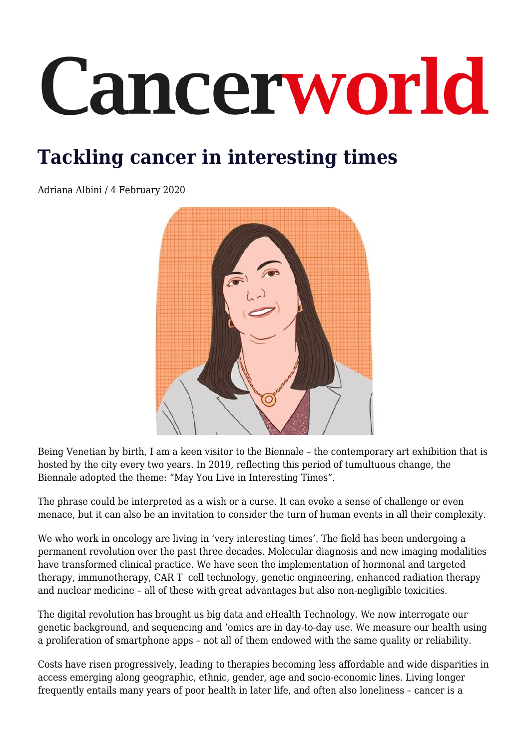# Cancerworld

## Tackling cancer in interesting times

Adriana Albini / 4 February 2020

Being Venetian by birth, I am a keen visitor to the Biennale – the contemporary art exhibition that is hosted by the city every two years. In 2019, reflecting this period of tumultuous change, the Biennale adopted the theme: "May You Live in Interesting Times".

The phrase could be interpreted as a wish or a curse. It can evoke a sense of challenge or even menace, but it can also be an invitation to consider the turn of human events in all their complexity.

We who work in oncology are living in 'very interesting times'. The field has been undergoing a permanent revolution over the past three decades. Molecular diagnosis and new imaging modalities have transformed clinical practice. We have seen the implementation of hormonal and targeted therapy, immunotherapy, CAR T  cell technology, genetic engineering, enhanced radiation therapy and nuclear medicine – all of these with great advantages but also non-negligible toxicities.

The digital revolution has brought us big data and eHealth Technology. We now interrogate our genetic background, and sequencing and 'omics are in day-to-day use. We measure our health using a proliferation of smartphone apps – not all of them endowed with the same quality or reliability.

Costs have risen progressively, leading to therapies becoming less affordable and wide disparities in access emerging along geographic, ethnic, gender, age and socio-economic lines. Living longer frequently entails many years of poor health in later life, and often also loneliness – cancer is a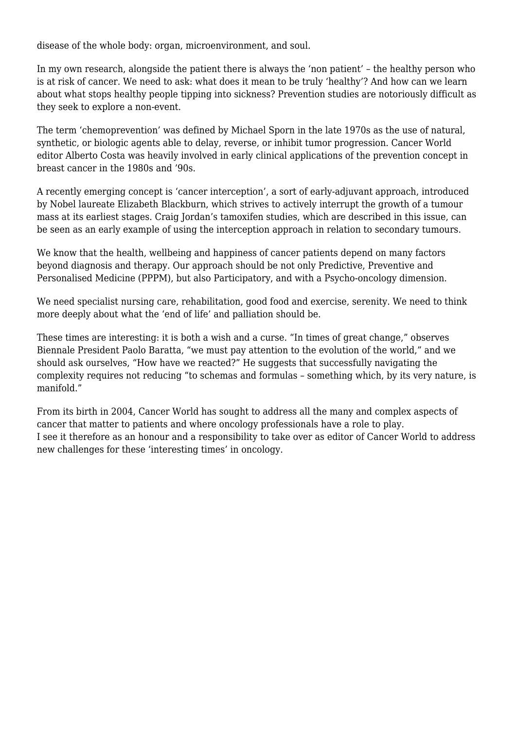disease of the whole body: organ, microenvironment, and soul.

In my own research, alongside the patient there is always the 'non patient' – the healthy person who is at risk of cancer. We need to ask: what does it mean to be truly 'healthy'? And how can we learn about what stops healthy people tipping into sickness? Prevention studies are notoriously difficult as they seek to explore a non-event.

The term 'chemoprevention' was defined by Michael Sporn in the late 1970s as the use of natural, synthetic, or biologic agents able to delay, reverse, or inhibit tumor progression. Cancer World editor Alberto Costa was heavily involved in early clinical applications of the prevention concept in breast cancer in the 1980s and '90s.

A recently emerging concept is 'cancer interception', a sort of early-adjuvant approach, introduced by Nobel laureate Elizabeth Blackburn, which strives to actively interrupt the growth of a tumour mass at its earliest stages. Craig Jordan's tamoxifen studies, which are described in this issue, can be seen as an early example of using the interception approach in relation to secondary tumours.

We know that the health, wellbeing and happiness of cancer patients depend on many factors beyond diagnosis and therapy. Our approach should be not only Predictive, Preventive and Personalised Medicine (PPPM), but also Participatory, and with a Psycho-oncology dimension.

We need specialist nursing care, rehabilitation, good food and exercise, serenity. We need to think more deeply about what the 'end of life' and palliation should be.

These times are interesting: it is both a wish and a curse. "In times of great change," observes Biennale President Paolo Baratta, "we must pay attention to the evolution of the world," and we should ask ourselves, "How have we reacted?" He suggests that successfully navigating the complexity requires not reducing "to schemas and formulas – something which, by its very nature, is manifold."

From its birth in 2004, Cancer World has sought to address all the many and complex aspects of cancer that matter to patients and where oncology professionals have a role to play.
I see it therefore as an honour and a responsibility to take over as editor of Cancer World to address new challenges for these 'interesting times' in oncology.